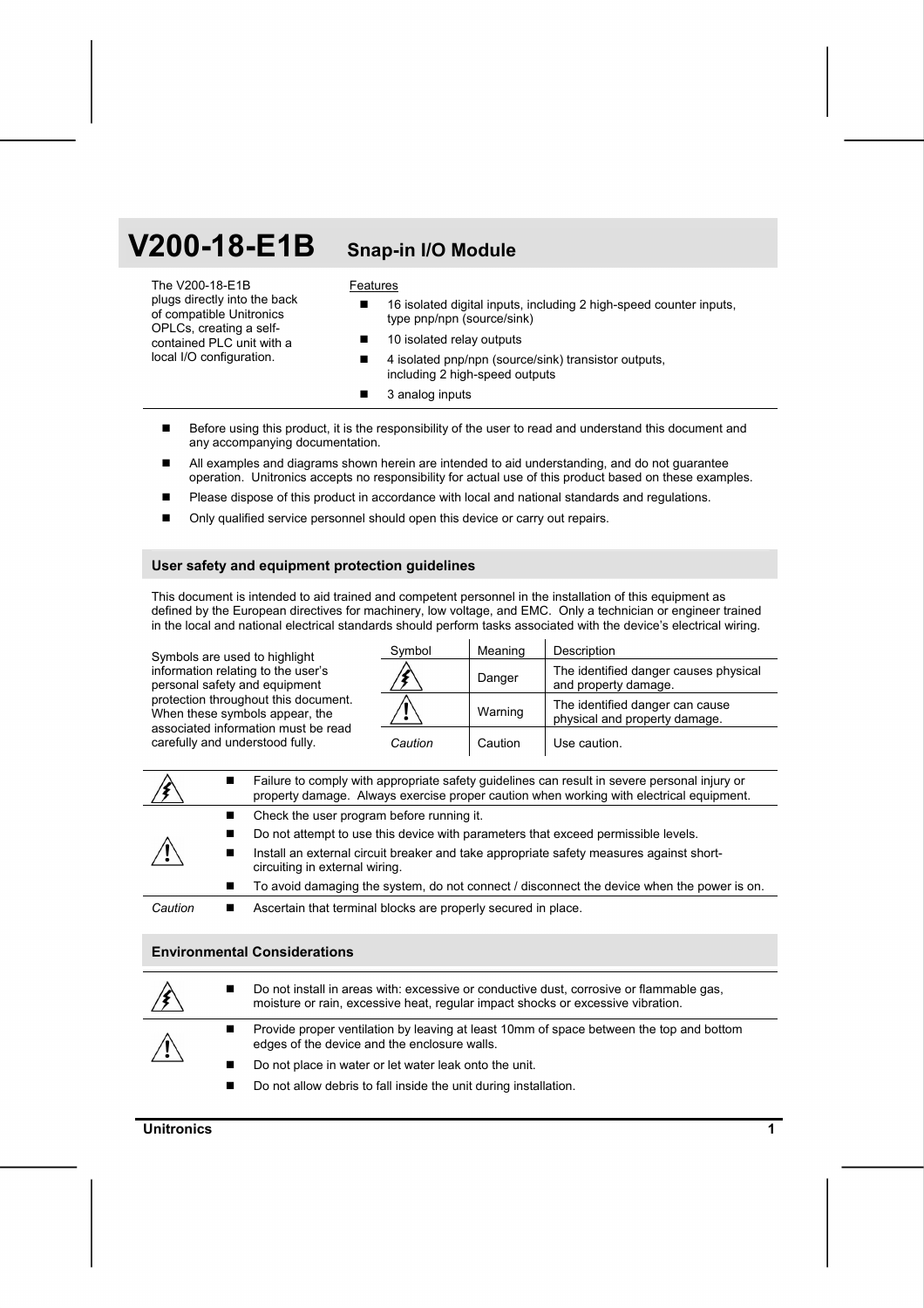# V200-18-E1B Snap-in I/O Module

The V200-18-E1B plugs directly into the back of compatible Unitronics OPLCs, creating a self-contained PLC unit with a local I/O configuration.

Features

- 16 isolated digital inputs, including 2 high-speed counter inputs, type pnp/npn (source/sink)
- 10 isolated relay outputs
- 4 isolated pnp/npn (source/sink) transistor outputs, including 2 high-speed outputs
- 3 analog inputs

---

- Before using this product, it is the responsibility of the user to read and understand this document and any accompanying documentation.
- All examples and diagrams shown herein are intended to aid understanding, and do not guarantee operation. Unitronics accepts no responsibility for actual use of this product based on these examples.
- Please dispose of this product in accordance with local and national standards and regulations.
- Only qualified service personnel should open this device or carry out repairs.

## User safety and equipment protection guidelines

This document is intended to aid trained and competent personnel in the installation of this equipment as defined by the European directives for machinery, low voltage, and EMC. Only a technician or engineer trained in the local and national electrical standards should perform tasks associated with the device's electrical wiring.

Symbols are used to highlight information relating to the user's personal safety and equipment protection throughout this document. When these symbols appear, the associated information must be read carefully and understood fully.

| Symbol | Meaning | Description |
|---|---|---|
| ⚡ | Danger | The identified danger causes physical and property damage. |
| ⚠ | Warning | The identified danger can cause physical and property damage. |
| *Caution* | Caution | Use caution. |

| | |
|---|---|
| ⚡ | ■ Failure to comply with appropriate safety guidelines can result in severe personal injury or property damage. Always exercise proper caution when working with electrical equipment. |
| ⚠ | ■ Check the user program before running it.<br>■ Do not attempt to use this device with parameters that exceed permissible levels.<br>■ Install an external circuit breaker and take appropriate safety measures against short-circuiting in external wiring.<br>■ To avoid damaging the system, do not connect / disconnect the device when the power is on. |
| *Caution* | ■ Ascertain that terminal blocks are properly secured in place. |

## Environmental Considerations

| | |
|---|---|
| ⚡ | ■ Do not install in areas with: excessive or conductive dust, corrosive or flammable gas, moisture or rain, excessive heat, regular impact shocks or excessive vibration. |
| ⚠ | ■ Provide proper ventilation by leaving at least 10mm of space between the top and bottom edges of the device and the enclosure walls.<br>■ Do not place in water or let water leak onto the unit.<br>■ Do not allow debris to fall inside the unit during installation. |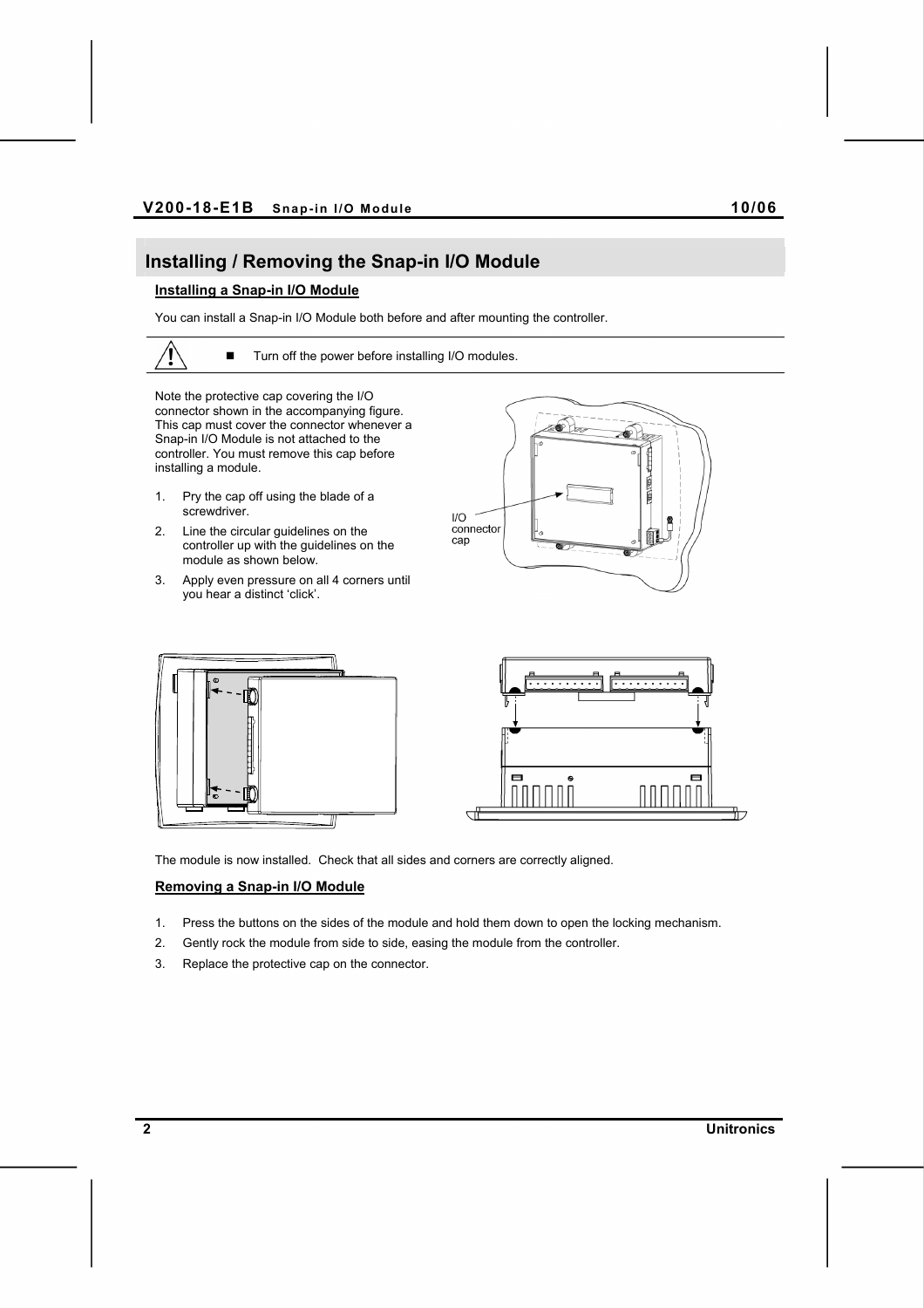## Installing / Removing the Snap-in I/O Module

### Installing a Snap-in I/O Module

You can install a Snap-in I/O Module both before and after mounting the controller.

- Turn off the power before installing I/O modules.

Note the protective cap covering the I/O connector shown in the accompanying figure. This cap must cover the connector whenever a Snap-in I/O Module is not attached to the controller. You must remove this cap before installing a module.

1. Pry the cap off using the blade of a screwdriver.
2. Line the circular guidelines on the controller up with the guidelines on the module as shown below.
3. Apply even pressure on all 4 corners until you hear a distinct 'click'.

I/O connector cap

The module is now installed. Check that all sides and corners are correctly aligned.

### Removing a Snap-in I/O Module

1. Press the buttons on the sides of the module and hold them down to open the locking mechanism.
2. Gently rock the module from side to side, easing the module from the controller.
3. Replace the protective cap on the connector.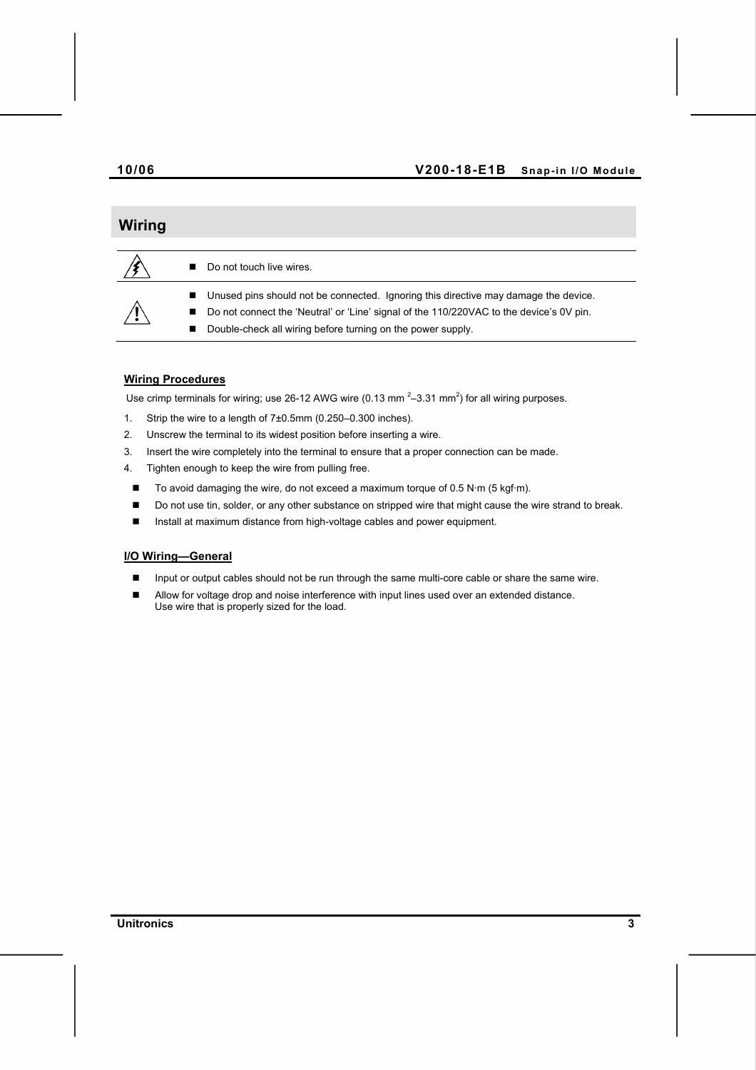## Wiring

- Do not touch live wires.

- Unused pins should not be connected. Ignoring this directive may damage the device.
- Do not connect the 'Neutral' or 'Line' signal of the 110/220VAC to the device's 0V pin.
- Double-check all wiring before turning on the power supply.

### Wiring Procedures

Use crimp terminals for wiring; use 26-12 AWG wire (0.13 $mm^2$–3.31 $mm^2$) for all wiring purposes.

1. Strip the wire to a length of 7±0.5mm (0.250–0.300 inches).
2. Unscrew the terminal to its widest position before inserting a wire.
3. Insert the wire completely into the terminal to ensure that a proper connection can be made.
4. Tighten enough to keep the wire from pulling free.

- To avoid damaging the wire, do not exceed a maximum torque of 0.5 N·m (5 kgf·m).
- Do not use tin, solder, or any other substance on stripped wire that might cause the wire strand to break.
- Install at maximum distance from high-voltage cables and power equipment.

### I/O Wiring—General

- Input or output cables should not be run through the same multi-core cable or share the same wire.
- Allow for voltage drop and noise interference with input lines used over an extended distance. Use wire that is properly sized for the load.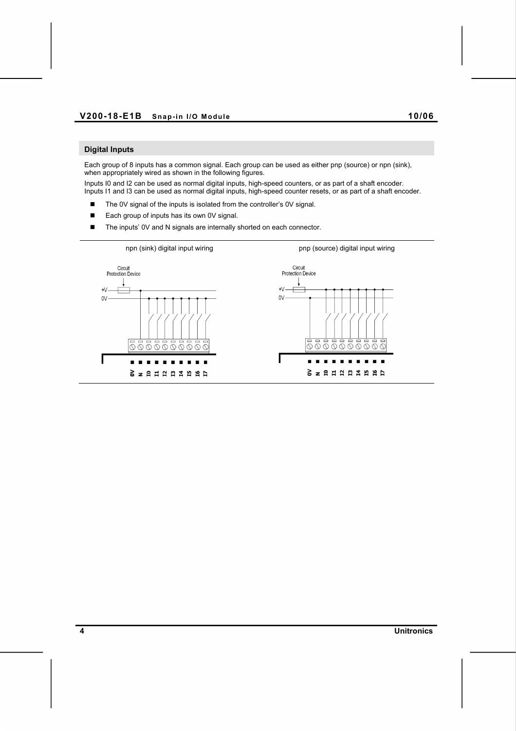## Digital Inputs

Each group of 8 inputs has a common signal. Each group can be used as either pnp (source) or npn (sink), when appropriately wired as shown in the following figures.

Inputs I0 and I2 can be used as normal digital inputs, high-speed counters, or as part of a shaft encoder.
Inputs I1 and I3 can be used as normal digital inputs, high-speed counter resets, or as part of a shaft encoder.

- The 0V signal of the inputs is isolated from the controller's 0V signal.
- Each group of inputs has its own 0V signal.
- The inputs' 0V and N signals are internally shorted on each connector.

npn (sink) digital input wiring

Circuit Protection Device

+V

0V

0V N I0 I1 I2 I3 I4 I5 I6 I7

pnp (source) digital input wiring

Circuit Protection Device

+V

0V

0V N I0 I1 I2 I3 I4 I5 I6 I7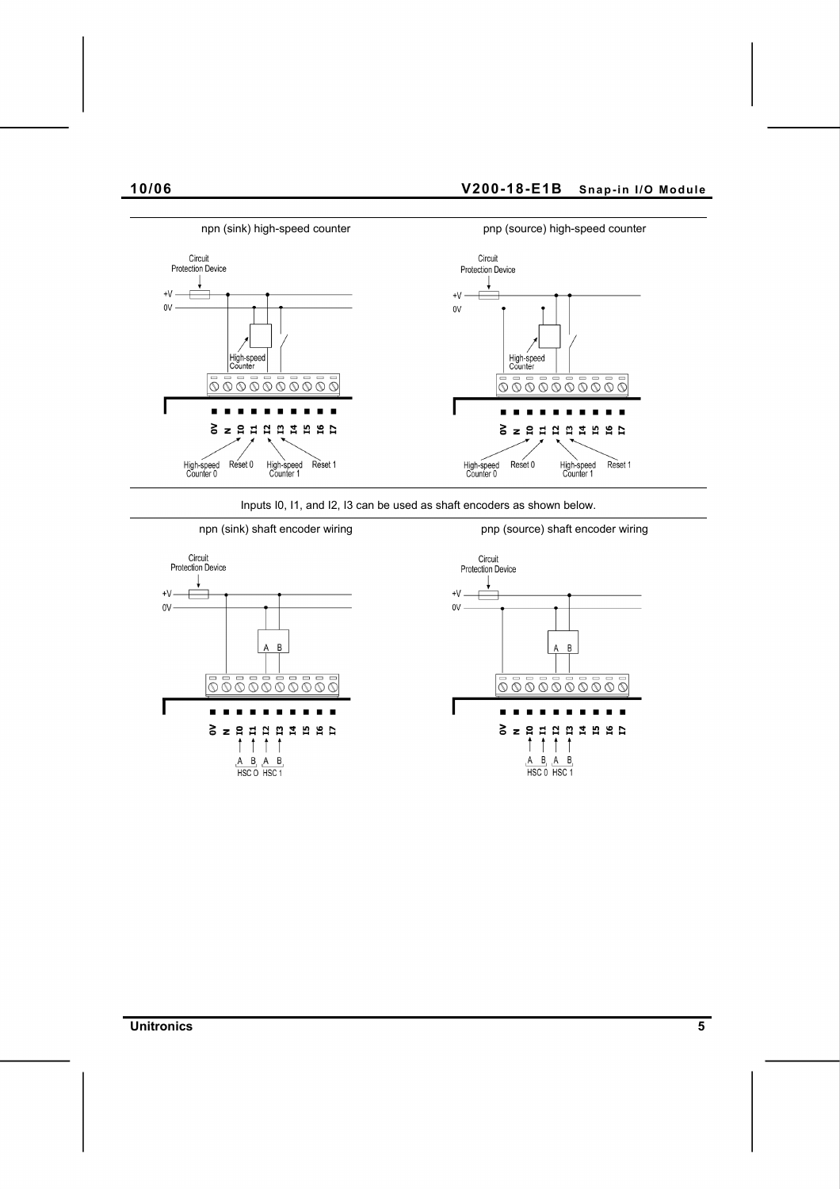npn (sink) high-speed counter

pnp (source) high-speed counter

Inputs I0, I1, and I2, I3 can be used as shaft encoders as shown below.

npn (sink) shaft encoder wiring

pnp (source) shaft encoder wiring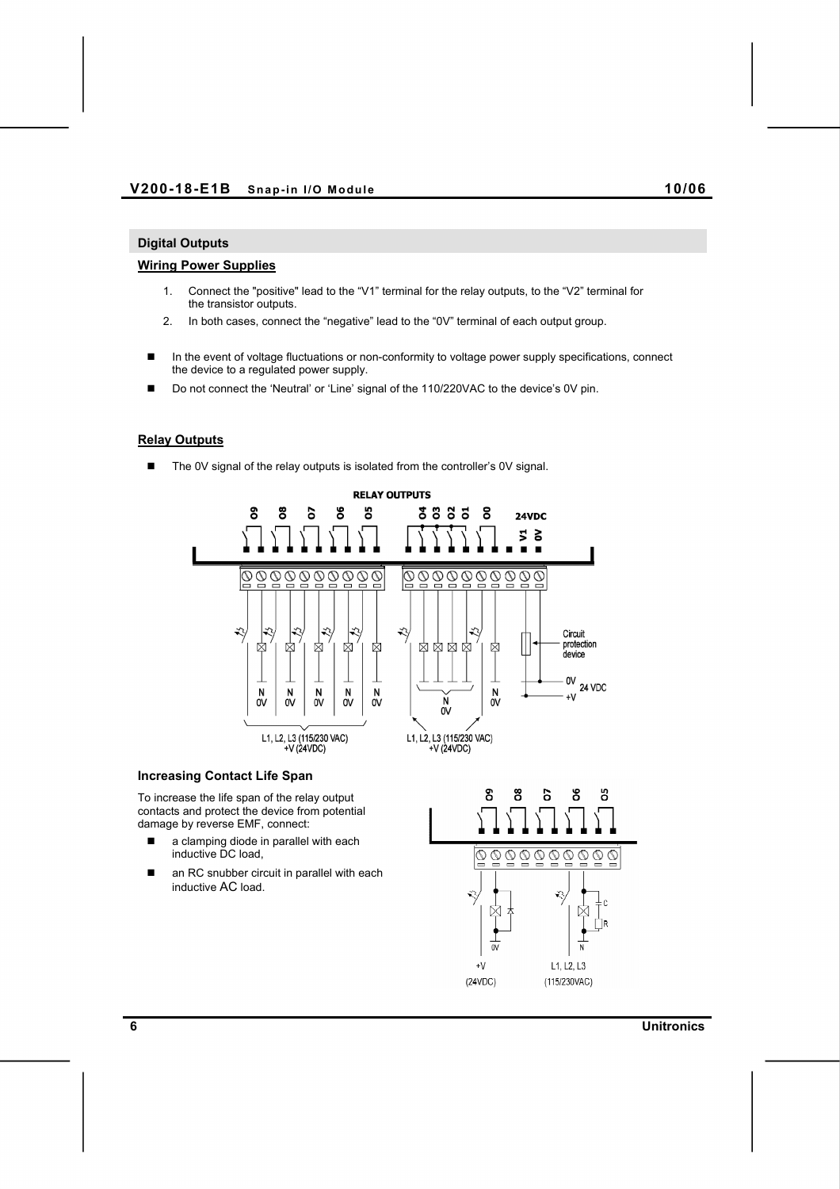## Digital Outputs

### Wiring Power Supplies

1. Connect the "positive" lead to the “V1” terminal for the relay outputs, to the “V2” terminal for the transistor outputs.
2. In both cases, connect the “negative” lead to the “0V” terminal of each output group.

- In the event of voltage fluctuations or non-conformity to voltage power supply specifications, connect the device to a regulated power supply.
- Do not connect the ‘Neutral’ or ‘Line’ signal of the 110/220VAC to the device’s 0V pin.

### Relay Outputs

- The 0V signal of the relay outputs is isolated from the controller’s 0V signal.

### Increasing Contact Life Span

To increase the life span of the relay output contacts and protect the device from potential damage by reverse EMF, connect:

- a clamping diode in parallel with each inductive DC load,
- an RC snubber circuit in parallel with each inductive AC load.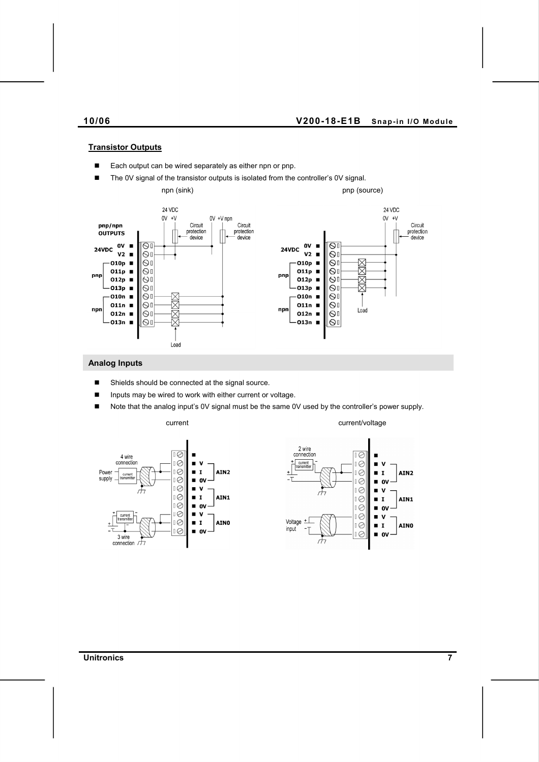## Transistor Outputs

- Each output can be wired separately as either npn or pnp.
- The 0V signal of the transistor outputs is isolated from the controller's 0V signal.

npn (sink) pnp (source)

## Analog Inputs

- Shields should be connected at the signal source.
- Inputs may be wired to work with either current or voltage.
- Note that the analog input's 0V signal must be the same 0V used by the controller's power supply.

current current/voltage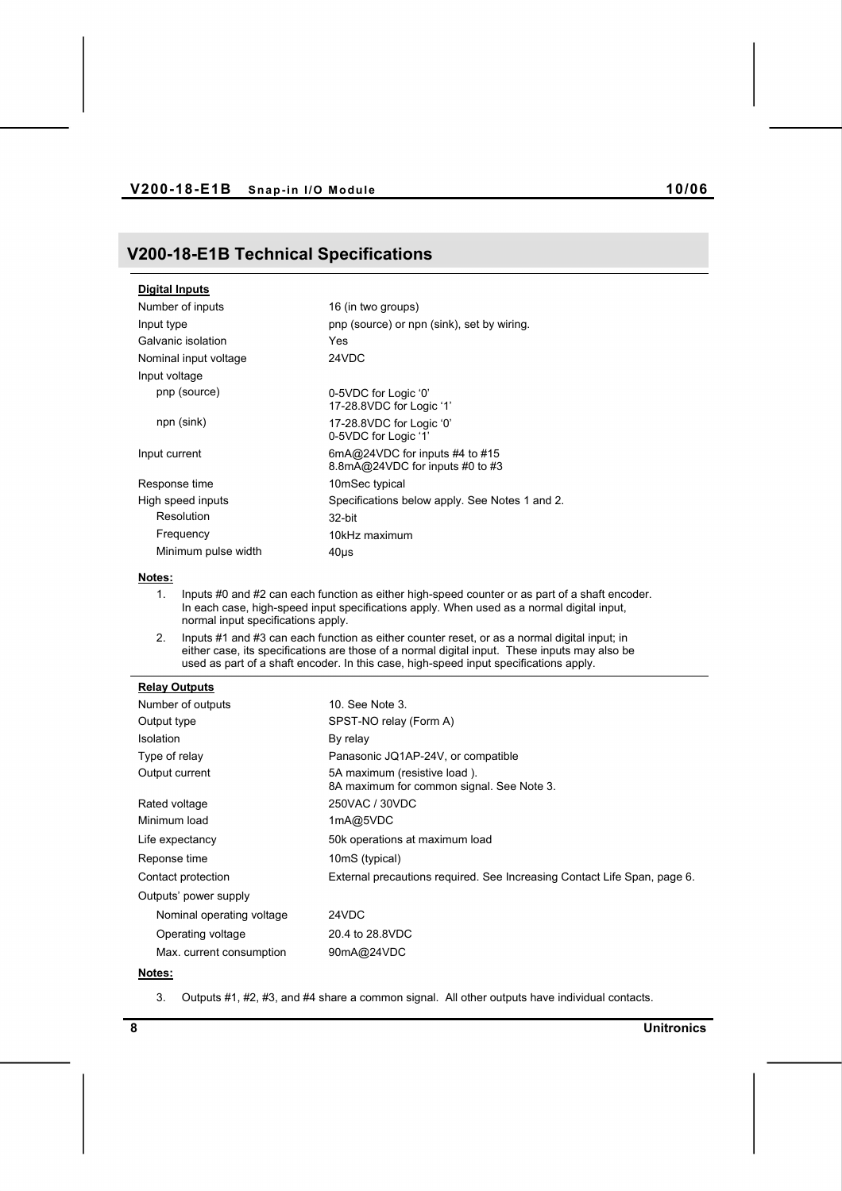## V200-18-E1B Technical Specifications

**Digital Inputs**

| | |
|---|---|
| Number of inputs | 16 (in two groups) |
| Input type | pnp (source) or npn (sink), set by wiring. |
| Galvanic isolation | Yes |
| Nominal input voltage | 24VDC |
| Input voltage | |
| pnp (source) | 0-5VDC for Logic '0'<br>17-28.8VDC for Logic '1' |
| npn (sink) | 17-28.8VDC for Logic '0'<br>0-5VDC for Logic '1' |
| Input current | 6mA@24VDC for inputs #4 to #15<br>8.8mA@24VDC for inputs #0 to #3 |
| Response time | 10mSec typical |
| High speed inputs | Specifications below apply. See Notes 1 and 2. |
| Resolution | 32-bit |
| Frequency | 10kHz maximum |
| Minimum pulse width | 40μs |

**Notes:**

1. Inputs #0 and #2 can each function as either high-speed counter or as part of a shaft encoder. In each case, high-speed input specifications apply. When used as a normal digital input, normal input specifications apply.
2. Inputs #1 and #3 can each function as either counter reset, or as a normal digital input; in either case, its specifications are those of a normal digital input. These inputs may also be used as part of a shaft encoder. In this case, high-speed input specifications apply.

**Relay Outputs**

| | |
|---|---|
| Number of outputs | 10. See Note 3. |
| Output type | SPST-NO relay (Form A) |
| Isolation | By relay |
| Type of relay | Panasonic JQ1AP-24V, or compatible |
| Output current | 5A maximum (resistive load ).<br>8A maximum for common signal. See Note 3. |
| Rated voltage | 250VAC / 30VDC |
| Minimum load | 1mA@5VDC |
| Life expectancy | 50k operations at maximum load |
| Reponse time | 10mS (typical) |
| Contact protection | External precautions required. See Increasing Contact Life Span, page 6. |
| Outputs' power supply | |
| Nominal operating voltage | 24VDC |
| Operating voltage | 20.4 to 28.8VDC |
| Max. current consumption | 90mA@24VDC |

**Notes:**

3. Outputs #1, #2, #3, and #4 share a common signal. All other outputs have individual contacts.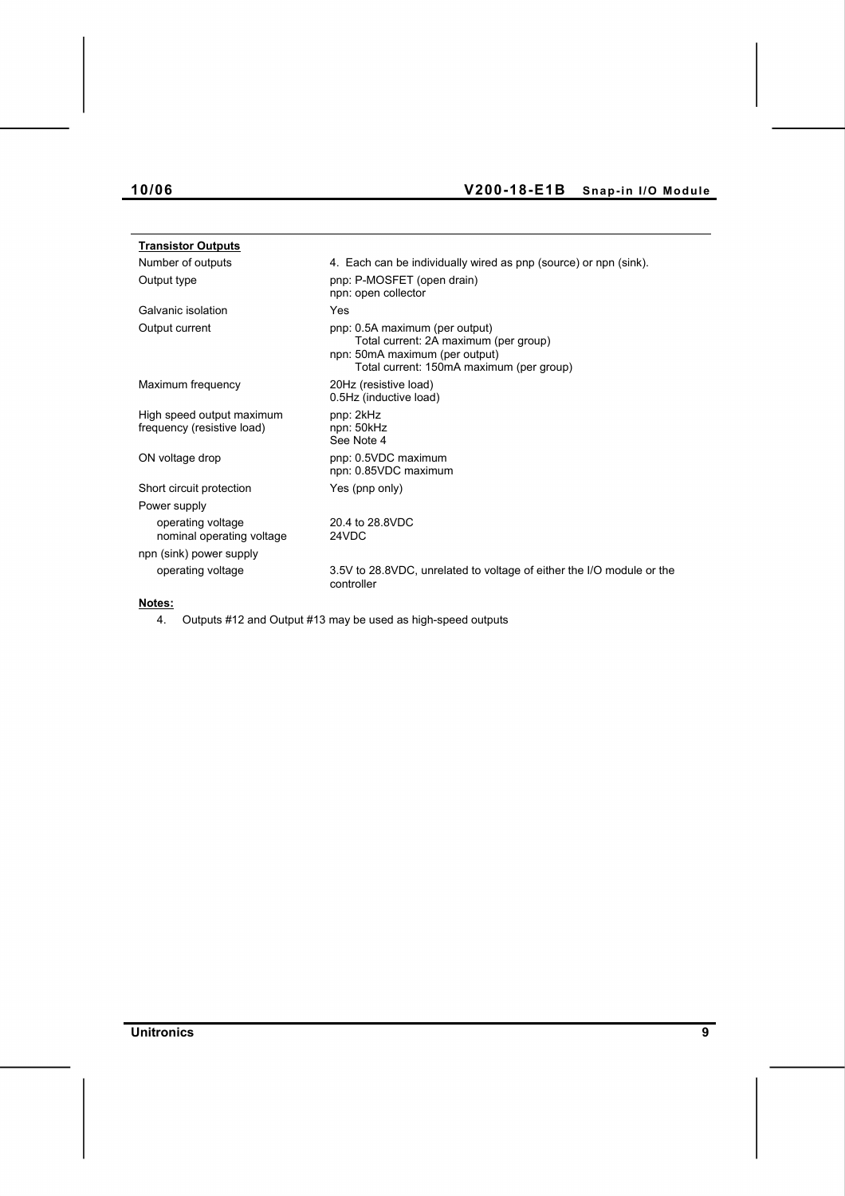**Transistor Outputs**

| | |
|---|---|
| Number of outputs | 4. Each can be individually wired as pnp (source) or npn (sink). |
| Output type | pnp: P-MOSFET (open drain)<br>npn: open collector |
| Galvanic isolation | Yes |
| Output current | pnp: 0.5A maximum (per output)<br>Total current: 2A maximum (per group)<br>npn: 50mA maximum (per output)<br>Total current: 150mA maximum (per group) |
| Maximum frequency | 20Hz (resistive load)<br>0.5Hz (inductive load) |
| High speed output maximum frequency (resistive load) | pnp: 2kHz<br>npn: 50kHz<br>See Note 4 |
| ON voltage drop | pnp: 0.5VDC maximum<br>npn: 0.85VDC maximum |
| Short circuit protection | Yes (pnp only) |
| Power supply | |
| operating voltage | 20.4 to 28.8VDC |
| nominal operating voltage | 24VDC |
| npn (sink) power supply | |
| operating voltage | 3.5V to 28.8VDC, unrelated to voltage of either the I/O module or the controller |

**Notes:**

4. Outputs #12 and Output #13 may be used as high-speed outputs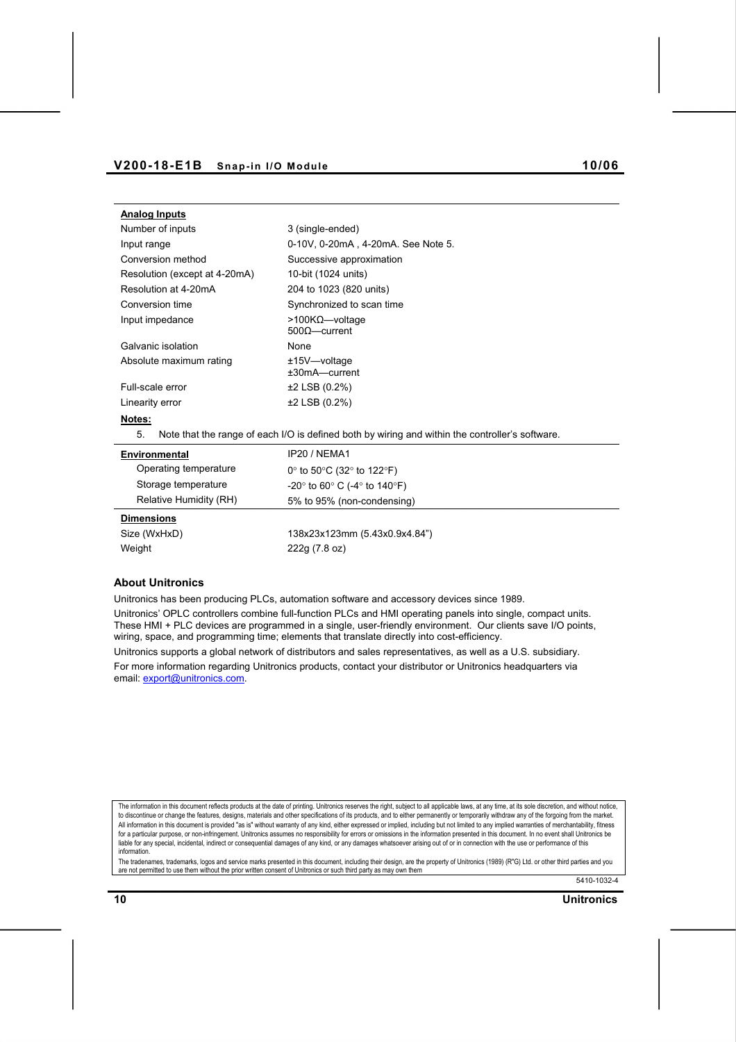| | |
|---|---|
| **Analog Inputs** | |
| Number of inputs | 3 (single-ended) |
| Input range | 0-10V, 0-20mA , 4-20mA. See Note 5. |
| Conversion method | Successive approximation |
| Resolution (except at 4-20mA) | 10-bit (1024 units) |
| Resolution at 4-20mA | 204 to 1023 (820 units) |
| Conversion time | Synchronized to scan time |
| Input impedance | >100KΩ—voltage<br>500Ω—current |
| Galvanic isolation | None |
| Absolute maximum rating | ±15V—voltage<br>±30mA—current |
| Full-scale error | ±2 LSB (0.2%) |
| Linearity error | ±2 LSB (0.2%) |

**Notes:**

5. Note that the range of each I/O is defined both by wiring and within the controller's software.

| | |
|---|---|
| **Environmental** | IP20 / NEMA1 |
| Operating temperature | 0° to 50°C (32° to 122°F) |
| Storage temperature | -20° to 60° C (-4° to 140°F) |
| Relative Humidity (RH) | 5% to 95% (non-condensing) |
| **Dimensions** | |
| Size (WxHxD) | 138x23x123mm (5.43x0.9x4.84") |
| Weight | 222g (7.8 oz) |

### About Unitronics

Unitronics has been producing PLCs, automation software and accessory devices since 1989.

Unitronics' OPLC controllers combine full-function PLCs and HMI operating panels into single, compact units. These HMI + PLC devices are programmed in a single, user-friendly environment. Our clients save I/O points, wiring, space, and programming time; elements that translate directly into cost-efficiency.

Unitronics supports a global network of distributors and sales representatives, as well as a U.S. subsidiary.

For more information regarding Unitronics products, contact your distributor or Unitronics headquarters via email: export@unitronics.com.

The information in this document reflects products at the date of printing. Unitronics reserves the right, subject to all applicable laws, at any time, at its sole discretion, and without notice, to discontinue or change the features, designs, materials and other specifications of its products, and to either permanently or temporarily withdraw any of the forgoing from the market. All information in this document is provided "as is" without warranty of any kind, either expressed or implied, including but not limited to any implied warranties of merchantability, fitness for a particular purpose, or non-infringement. Unitronics assumes no responsibility for errors or omissions in the information presented in this document. In no event shall Unitronics be liable for any special, incidental, indirect or consequential damages of any kind, or any damages whatsoever arising out of or in connection with the use or performance of this information.

The tradenames, trademarks, logos and service marks presented in this document, including their design, are the property of Unitronics (1989) (R"G) Ltd. or other third parties and you are not permitted to use them without the prior written consent of Unitronics or such third party as may own them

5410-1032-4